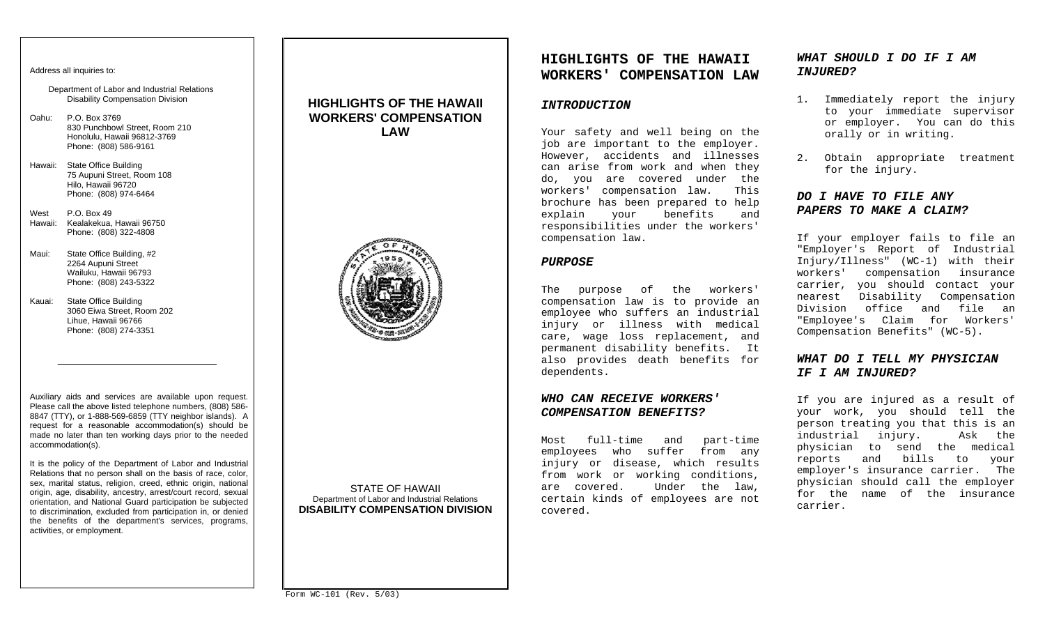Address all inquiries to:

Department of Labor and Industrial Relations
Disability Compensation Division

Oahu: P.O. Box 3769
830 Punchbowl Street, Room 210
Honolulu, Hawaii 96812-3769
Phone: (808) 586-9161

Hawaii: State Office Building
75 Aupuni Street, Room 108
Hilo, Hawaii 96720
Phone: (808) 974-6464

West Hawaii: P.O. Box 49
Kealakekua, Hawaii 96750
Phone: (808) 322-4808

Maui: State Office Building, #2
2264 Aupuni Street
Wailuku, Hawaii 96793
Phone: (808) 243-5322

Kauai: State Office Building
3060 Eiwa Street, Room 202
Lihue, Hawaii 96766
Phone: (808) 274-3351

---

Auxiliary aids and services are available upon request. Please call the above listed telephone numbers, (808) 586-8847 (TTY), or 1-888-569-6859 (TTY neighbor islands). A request for a reasonable accommodation(s) should be made no later than ten working days prior to the needed accommodation(s).

It is the policy of the Department of Labor and Industrial Relations that no person shall on the basis of race, color, sex, marital status, religion, creed, ethnic origin, national origin, age, disability, ancestry, arrest/court record, sexual orientation, and National Guard participation be subjected to discrimination, excluded from participation in, or denied the benefits of the department's services, programs, activities, or employment.

# HIGHLIGHTS OF THE HAWAII WORKERS' COMPENSATION LAW

STATE OF HAWAII
Department of Labor and Industrial Relations
**DISABILITY COMPENSATION DIVISION**

Form WC-101 (Rev. 5/03)

# HIGHLIGHTS OF THE HAWAII WORKERS' COMPENSATION LAW

### *INTRODUCTION*

Your safety and well being on the job are important to the employer. However, accidents and illnesses can arise from work and when they do, you are covered under the workers' compensation law. This brochure has been prepared to help explain your benefits and responsibilities under the workers' compensation law.

### *PURPOSE*

The purpose of the workers' compensation law is to provide an employee who suffers an industrial injury or illness with medical care, wage loss replacement, and permanent disability benefits. It also provides death benefits for dependents.

### *WHO CAN RECEIVE WORKERS' COMPENSATION BENEFITS?*

Most full-time and part-time employees who suffer from any injury or disease, which results from work or working conditions, are covered. Under the law, certain kinds of employees are not covered.

### *WHAT SHOULD I DO IF I AM INJURED?*

1. Immediately report the injury to your immediate supervisor or employer. You can do this orally or in writing.
2. Obtain appropriate treatment for the injury.

### *DO I HAVE TO FILE ANY PAPERS TO MAKE A CLAIM?*

If your employer fails to file an "Employer's Report of Industrial Injury/Illness" (WC-1) with their workers' compensation insurance carrier, you should contact your nearest Disability Compensation Division office and file an "Employee's Claim for Workers' Compensation Benefits" (WC-5).

### *WHAT DO I TELL MY PHYSICIAN IF I AM INJURED?*

If you are injured as a result of your work, you should tell the person treating you that this is an industrial injury. Ask the physician to send the medical reports and bills to your employer's insurance carrier. The physician should call the employer for the name of the insurance carrier.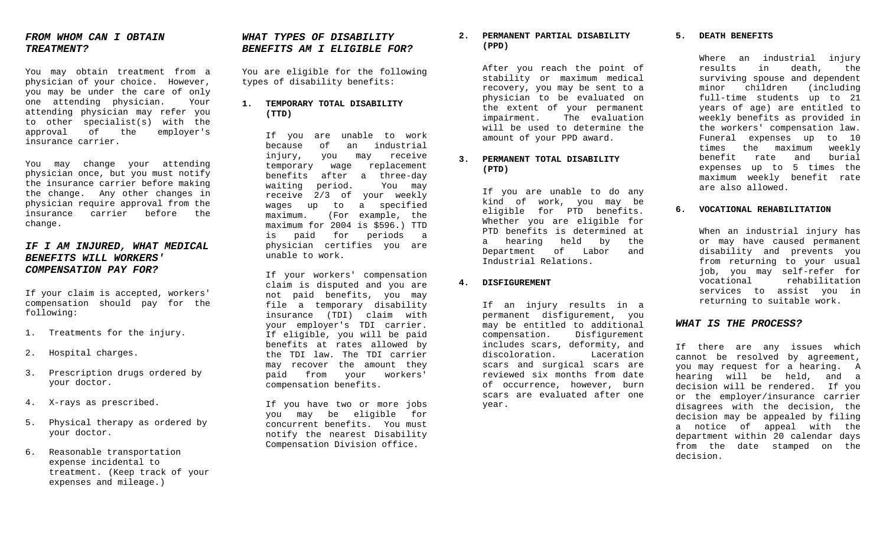### *FROM WHOM CAN I OBTAIN TREATMENT?*

You may obtain treatment from a physician of your choice. However, you may be under the care of only one attending physician. Your attending physician may refer you to other specialist(s) with the approval of the employer's insurance carrier.

You may change your attending physician once, but you must notify the insurance carrier before making the change. Any other changes in physician require approval from the insurance carrier before the change.

### *IF I AM INJURED, WHAT MEDICAL BENEFITS WILL WORKERS' COMPENSATION PAY FOR?*

If your claim is accepted, workers' compensation should pay for the following:

1. Treatments for the injury.
2. Hospital charges.
3. Prescription drugs ordered by your doctor.
4. X-rays as prescribed.
5. Physical therapy as ordered by your doctor.
6. Reasonable transportation expense incidental to treatment. (Keep track of your expenses and mileage.)

### *WHAT TYPES OF DISABILITY BENEFITS AM I ELIGIBLE FOR?*

You are eligible for the following types of disability benefits:

**1. TEMPORARY TOTAL DISABILITY (TTD)**

If you are unable to work because of an industrial injury, you may receive temporary wage replacement benefits after a three-day waiting period. You may receive 2/3 of your weekly wages up to a specified maximum. (For example, the maximum for 2004 is $596.) TTD is paid for periods a physician certifies you are unable to work.

If your workers' compensation claim is disputed and you are not paid benefits, you may file a temporary disability insurance (TDI) claim with your employer's TDI carrier. If eligible, you will be paid benefits at rates allowed by the TDI law. The TDI carrier may recover the amount they paid from your workers' compensation benefits.

If you have two or more jobs you may be eligible for concurrent benefits. You must notify the nearest Disability Compensation Division office.

**2. PERMANENT PARTIAL DISABILITY (PPD)**

After you reach the point of stability or maximum medical recovery, you may be sent to a physician to be evaluated on the extent of your permanent impairment. The evaluation will be used to determine the amount of your PPD award.

**3. PERMANENT TOTAL DISABILITY (PTD)**

If you are unable to do any kind of work, you may be eligible for PTD benefits. Whether you are eligible for PTD benefits is determined at a hearing held by the Department of Labor and Industrial Relations.

**4. DISFIGUREMENT**

If an injury results in a permanent disfigurement, you may be entitled to additional compensation. Disfigurement includes scars, deformity, and discoloration. Laceration scars and surgical scars are reviewed six months from date of occurrence, however, burn scars are evaluated after one year.

**5. DEATH BENEFITS**

Where an industrial injury results in death, the surviving spouse and dependent minor children (including full-time students up to 21 years of age) are entitled to weekly benefits as provided in the workers' compensation law. Funeral expenses up to 10 times the maximum weekly benefit rate and burial expenses up to 5 times the maximum weekly benefit rate are also allowed.

**6. VOCATIONAL REHABILITATION**

When an industrial injury has or may have caused permanent disability and prevents you from returning to your usual job, you may self-refer for vocational rehabilitation services to assist you in returning to suitable work.

### *WHAT IS THE PROCESS?*

If there are any issues which cannot be resolved by agreement, you may request for a hearing. A hearing will be held, and a decision will be rendered. If you or the employer/insurance carrier disagrees with the decision, the decision may be appealed by filing a notice of appeal with the department within 20 calendar days from the date stamped on the decision.